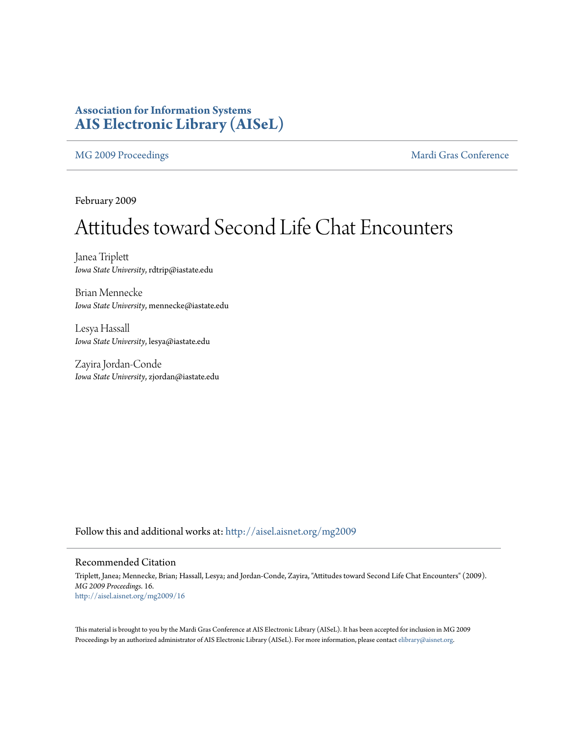**Association for Information Systems**
**AIS Electronic Library (AISeL)**

MG 2009 Proceedings | Mardi Gras Conference

February 2009

# Attitudes toward Second Life Chat Encounters

Janea Triplett
*Iowa State University*, rdtrip@iastate.edu

Brian Mennecke
*Iowa State University*, mennecke@iastate.edu

Lesya Hassall
*Iowa State University*, lesya@iastate.edu

Zayira Jordan-Conde
*Iowa State University*, zjordan@iastate.edu

Follow this and additional works at: http://aisel.aisnet.org/mg2009

## Recommended Citation

Triplett, Janea; Mennecke, Brian; Hassall, Lesya; and Jordan-Conde, Zayira, "Attitudes toward Second Life Chat Encounters" (2009). *MG 2009 Proceedings*. 16.
http://aisel.aisnet.org/mg2009/16

This material is brought to you by the Mardi Gras Conference at AIS Electronic Library (AISeL). It has been accepted for inclusion in MG 2009 Proceedings by an authorized administrator of AIS Electronic Library (AISeL). For more information, please contact elibrary@aisnet.org.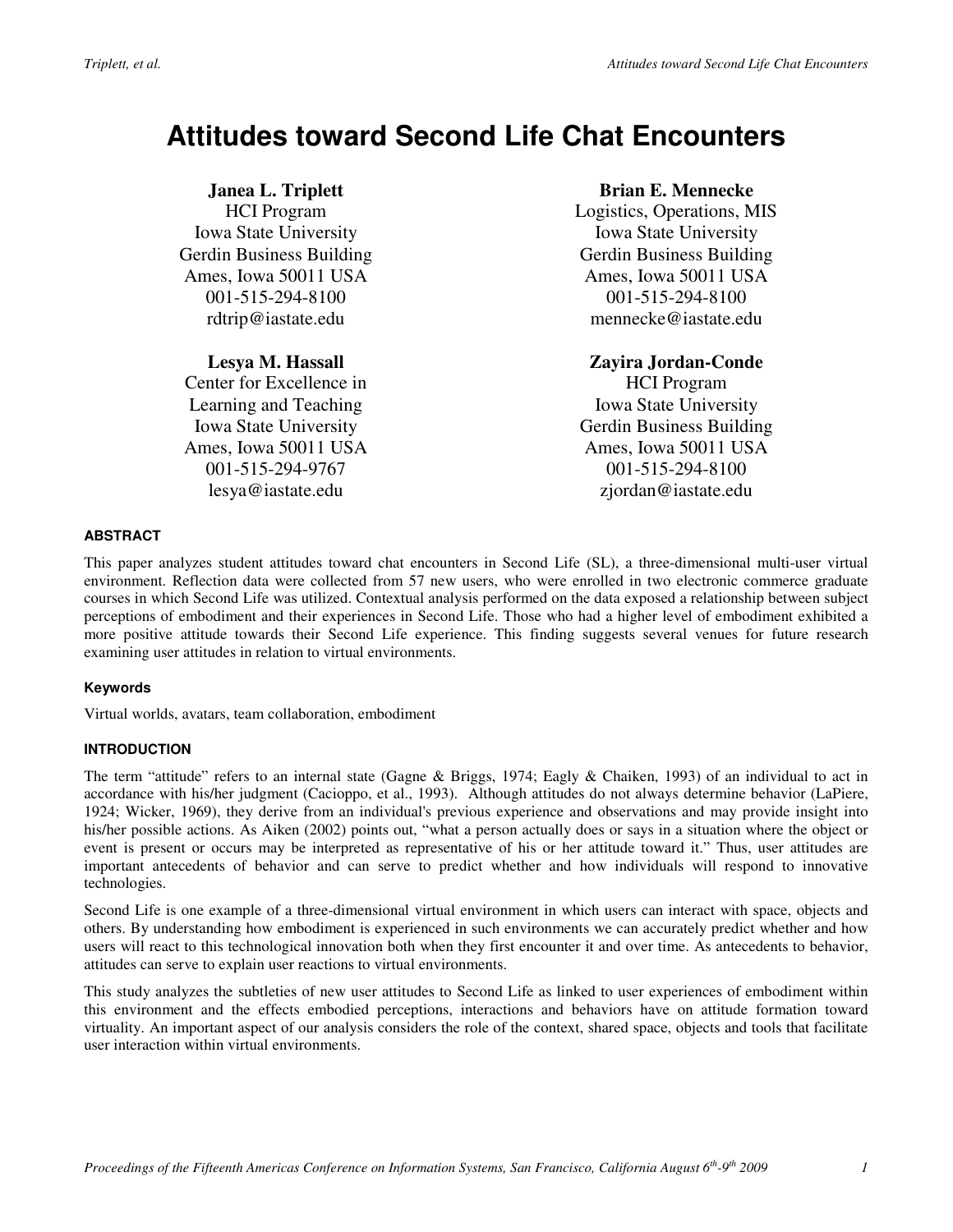# Attitudes toward Second Life Chat Encounters

**Janea L. Triplett**
HCI Program
Iowa State University
Gerdin Business Building
Ames, Iowa 50011 USA
001-515-294-8100
rdtrip@iastate.edu

**Brian E. Mennecke**
Logistics, Operations, MIS
Iowa State University
Gerdin Business Building
Ames, Iowa 50011 USA
001-515-294-8100
mennecke@iastate.edu

**Lesya M. Hassall**
Center for Excellence in
Learning and Teaching
Iowa State University
Ames, Iowa 50011 USA
001-515-294-9767
lesya@iastate.edu

**Zayira Jordan-Conde**
HCI Program
Iowa State University
Gerdin Business Building
Ames, Iowa 50011 USA
001-515-294-8100
zjordan@iastate.edu

## ABSTRACT

This paper analyzes student attitudes toward chat encounters in Second Life (SL), a three-dimensional multi-user virtual environment. Reflection data were collected from 57 new users, who were enrolled in two electronic commerce graduate courses in which Second Life was utilized. Contextual analysis performed on the data exposed a relationship between subject perceptions of embodiment and their experiences in Second Life. Those who had a higher level of embodiment exhibited a more positive attitude towards their Second Life experience. This finding suggests several venues for future research examining user attitudes in relation to virtual environments.

### Keywords

Virtual worlds, avatars, team collaboration, embodiment

## INTRODUCTION

The term "attitude" refers to an internal state (Gagne & Briggs, 1974; Eagly & Chaiken, 1993) of an individual to act in accordance with his/her judgment (Cacioppo, et al., 1993). Although attitudes do not always determine behavior (LaPiere, 1924; Wicker, 1969), they derive from an individual's previous experience and observations and may provide insight into his/her possible actions. As Aiken (2002) points out, "what a person actually does or says in a situation where the object or event is present or occurs may be interpreted as representative of his or her attitude toward it." Thus, user attitudes are important antecedents of behavior and can serve to predict whether and how individuals will respond to innovative technologies.

Second Life is one example of a three-dimensional virtual environment in which users can interact with space, objects and others. By understanding how embodiment is experienced in such environments we can accurately predict whether and how users will react to this technological innovation both when they first encounter it and over time. As antecedents to behavior, attitudes can serve to explain user reactions to virtual environments.

This study analyzes the subtleties of new user attitudes to Second Life as linked to user experiences of embodiment within this environment and the effects embodied perceptions, interactions and behaviors have on attitude formation toward virtuality. An important aspect of our analysis considers the role of the context, shared space, objects and tools that facilitate user interaction within virtual environments.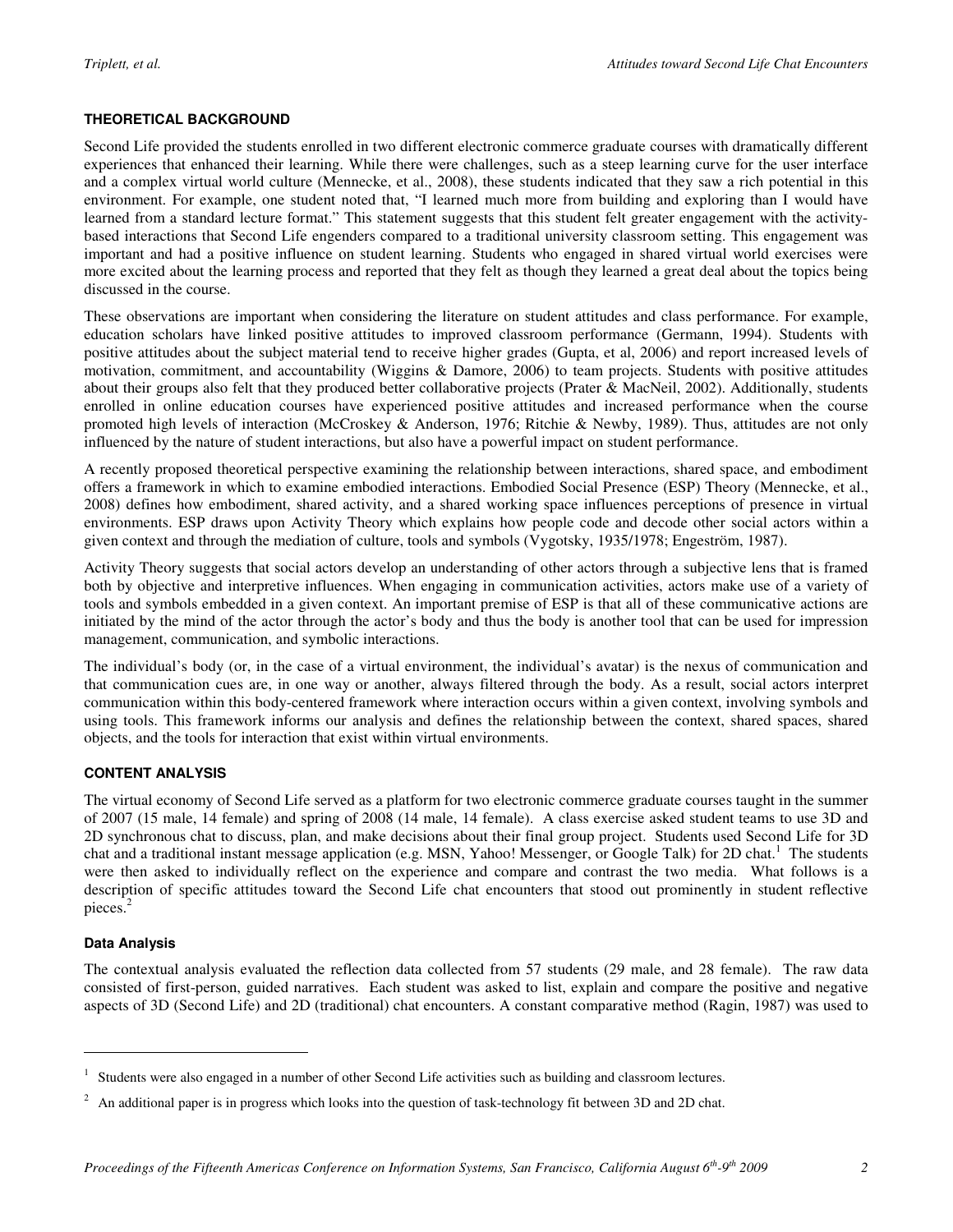## THEORETICAL BACKGROUND

Second Life provided the students enrolled in two different electronic commerce graduate courses with dramatically different experiences that enhanced their learning. While there were challenges, such as a steep learning curve for the user interface and a complex virtual world culture (Mennecke, et al., 2008), these students indicated that they saw a rich potential in this environment. For example, one student noted that, "I learned much more from building and exploring than I would have learned from a standard lecture format." This statement suggests that this student felt greater engagement with the activity-based interactions that Second Life engenders compared to a traditional university classroom setting. This engagement was important and had a positive influence on student learning. Students who engaged in shared virtual world exercises were more excited about the learning process and reported that they felt as though they learned a great deal about the topics being discussed in the course.

These observations are important when considering the literature on student attitudes and class performance. For example, education scholars have linked positive attitudes to improved classroom performance (Germann, 1994). Students with positive attitudes about the subject material tend to receive higher grades (Gupta, et al, 2006) and report increased levels of motivation, commitment, and accountability (Wiggins & Damore, 2006) to team projects. Students with positive attitudes about their groups also felt that they produced better collaborative projects (Prater & MacNeil, 2002). Additionally, students enrolled in online education courses have experienced positive attitudes and increased performance when the course promoted high levels of interaction (McCroskey & Anderson, 1976; Ritchie & Newby, 1989). Thus, attitudes are not only influenced by the nature of student interactions, but also have a powerful impact on student performance.

A recently proposed theoretical perspective examining the relationship between interactions, shared space, and embodiment offers a framework in which to examine embodied interactions. Embodied Social Presence (ESP) Theory (Mennecke, et al., 2008) defines how embodiment, shared activity, and a shared working space influences perceptions of presence in virtual environments. ESP draws upon Activity Theory which explains how people code and decode other social actors within a given context and through the mediation of culture, tools and symbols (Vygotsky, 1935/1978; Engeström, 1987).

Activity Theory suggests that social actors develop an understanding of other actors through a subjective lens that is framed both by objective and interpretive influences. When engaging in communication activities, actors make use of a variety of tools and symbols embedded in a given context. An important premise of ESP is that all of these communicative actions are initiated by the mind of the actor through the actor's body and thus the body is another tool that can be used for impression management, communication, and symbolic interactions.

The individual's body (or, in the case of a virtual environment, the individual's avatar) is the nexus of communication and that communication cues are, in one way or another, always filtered through the body. As a result, social actors interpret communication within this body-centered framework where interaction occurs within a given context, involving symbols and using tools. This framework informs our analysis and defines the relationship between the context, shared spaces, shared objects, and the tools for interaction that exist within virtual environments.

## CONTENT ANALYSIS

The virtual economy of Second Life served as a platform for two electronic commerce graduate courses taught in the summer of 2007 (15 male, 14 female) and spring of 2008 (14 male, 14 female). A class exercise asked student teams to use 3D and 2D synchronous chat to discuss, plan, and make decisions about their final group project. Students used Second Life for 3D chat and a traditional instant message application (e.g. MSN, Yahoo! Messenger, or Google Talk) for 2D chat.[1] The students were then asked to individually reflect on the experience and compare and contrast the two media. What follows is a description of specific attitudes toward the Second Life chat encounters that stood out prominently in student reflective pieces.[2]

### Data Analysis

The contextual analysis evaluated the reflection data collected from 57 students (29 male, and 28 female). The raw data consisted of first-person, guided narratives. Each student was asked to list, explain and compare the positive and negative aspects of 3D (Second Life) and 2D (traditional) chat encounters. A constant comparative method (Ragin, 1987) was used to

---

[1] Students were also engaged in a number of other Second Life activities such as building and classroom lectures.

[2] An additional paper is in progress which looks into the question of task-technology fit between 3D and 2D chat.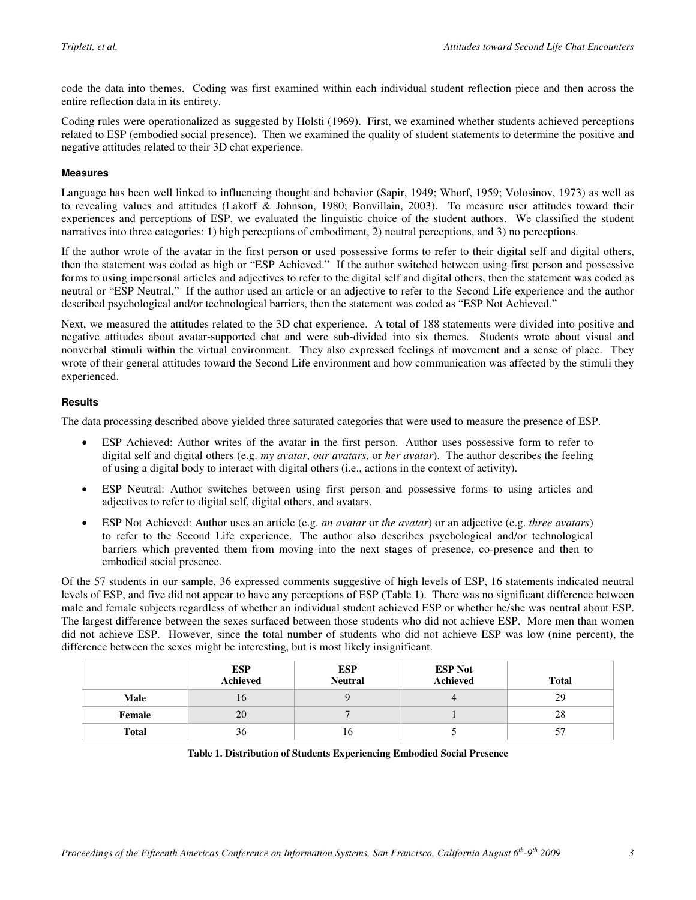code the data into themes. Coding was first examined within each individual student reflection piece and then across the entire reflection data in its entirety.

Coding rules were operationalized as suggested by Holsti (1969). First, we examined whether students achieved perceptions related to ESP (embodied social presence). Then we examined the quality of student statements to determine the positive and negative attitudes related to their 3D chat experience.

#### Measures

Language has been well linked to influencing thought and behavior (Sapir, 1949; Whorf, 1959; Volosinov, 1973) as well as to revealing values and attitudes (Lakoff & Johnson, 1980; Bonvillain, 2003). To measure user attitudes toward their experiences and perceptions of ESP, we evaluated the linguistic choice of the student authors. We classified the student narratives into three categories: 1) high perceptions of embodiment, 2) neutral perceptions, and 3) no perceptions.

If the author wrote of the avatar in the first person or used possessive forms to refer to their digital self and digital others, then the statement was coded as high or "ESP Achieved." If the author switched between using first person and possessive forms to using impersonal articles and adjectives to refer to the digital self and digital others, then the statement was coded as neutral or "ESP Neutral." If the author used an article or an adjective to refer to the Second Life experience and the author described psychological and/or technological barriers, then the statement was coded as "ESP Not Achieved."

Next, we measured the attitudes related to the 3D chat experience. A total of 188 statements were divided into positive and negative attitudes about avatar-supported chat and were sub-divided into six themes. Students wrote about visual and nonverbal stimuli within the virtual environment. They also expressed feelings of movement and a sense of place. They wrote of their general attitudes toward the Second Life environment and how communication was affected by the stimuli they experienced.

#### Results

The data processing described above yielded three saturated categories that were used to measure the presence of ESP.

- ESP Achieved: Author writes of the avatar in the first person. Author uses possessive form to refer to digital self and digital others (e.g. *my avatar*, *our avatars*, or *her avatar*). The author describes the feeling of using a digital body to interact with digital others (i.e., actions in the context of activity).
- ESP Neutral: Author switches between using first person and possessive forms to using articles and adjectives to refer to digital self, digital others, and avatars.
- ESP Not Achieved: Author uses an article (e.g. *an avatar* or *the avatar*) or an adjective (e.g. *three avatars*) to refer to the Second Life experience. The author also describes psychological and/or technological barriers which prevented them from moving into the next stages of presence, co-presence and then to embodied social presence.

Of the 57 students in our sample, 36 expressed comments suggestive of high levels of ESP, 16 statements indicated neutral levels of ESP, and five did not appear to have any perceptions of ESP (Table 1). There was no significant difference between male and female subjects regardless of whether an individual student achieved ESP or whether he/she was neutral about ESP. The largest difference between the sexes surfaced between those students who did not achieve ESP. More men than women did not achieve ESP. However, since the total number of students who did not achieve ESP was low (nine percent), the difference between the sexes might be interesting, but is most likely insignificant.

| | ESP Achieved | ESP Neutral | ESP Not Achieved | Total |
|---|---|---|---|---|
| **Male** | 16 | 9 | 4 | 29 |
| **Female** | 20 | 7 | 1 | 28 |
| **Total** | 36 | 16 | 5 | 57 |

**Table 1. Distribution of Students Experiencing Embodied Social Presence**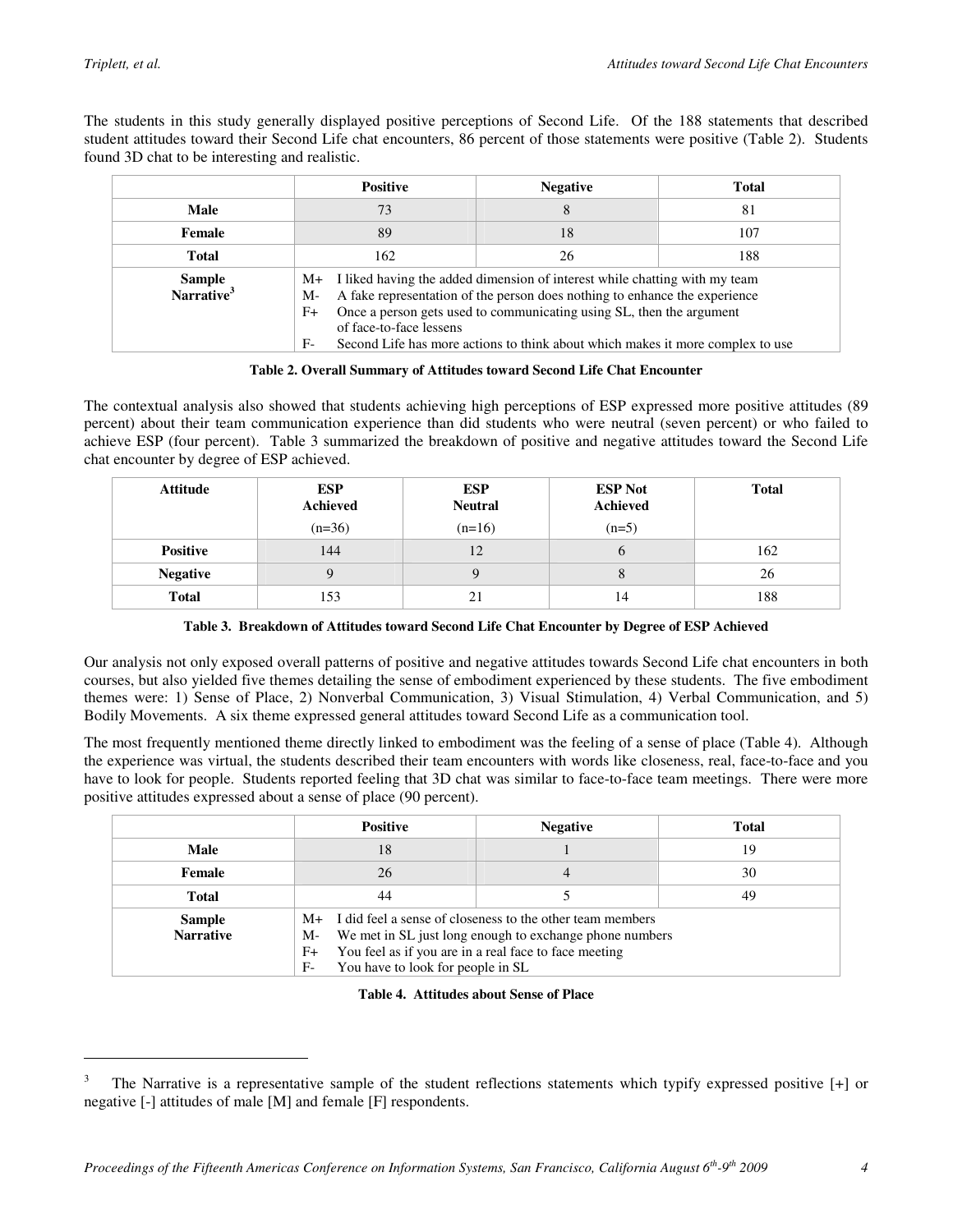The students in this study generally displayed positive perceptions of Second Life. Of the 188 statements that described student attitudes toward their Second Life chat encounters, 86 percent of those statements were positive (Table 2). Students found 3D chat to be interesting and realistic.

| | Positive | Negative | Total |
|---|---|---|---|
| **Male** | 73 | 8 | 81 |
| **Female** | 89 | 18 | 107 |
| **Total** | 162 | 26 | 188 |
| **Sample Narrative**[3] | M+ I liked having the added dimension of interest while chatting with my team<br>M- A fake representation of the person does nothing to enhance the experience<br>F+ Once a person gets used to communicating using SL, then the argument of face-to-face lessens<br>F- Second Life has more actions to think about which makes it more complex to use | | |

**Table 2. Overall Summary of Attitudes toward Second Life Chat Encounter**

The contextual analysis also showed that students achieving high perceptions of ESP expressed more positive attitudes (89 percent) about their team communication experience than did students who were neutral (seven percent) or who failed to achieve ESP (four percent). Table 3 summarized the breakdown of positive and negative attitudes toward the Second Life chat encounter by degree of ESP achieved.

| Attitude | ESP Achieved (n=36) | ESP Neutral (n=16) | ESP Not Achieved (n=5) | Total |
|---|---|---|---|---|
| **Positive** | 144 | 12 | 6 | 162 |
| **Negative** | 9 | 9 | 8 | 26 |
| **Total** | 153 | 21 | 14 | 188 |

**Table 3. Breakdown of Attitudes toward Second Life Chat Encounter by Degree of ESP Achieved**

Our analysis not only exposed overall patterns of positive and negative attitudes towards Second Life chat encounters in both courses, but also yielded five themes detailing the sense of embodiment experienced by these students. The five embodiment themes were: 1) Sense of Place, 2) Nonverbal Communication, 3) Visual Stimulation, 4) Verbal Communication, and 5) Bodily Movements. A six theme expressed general attitudes toward Second Life as a communication tool.

The most frequently mentioned theme directly linked to embodiment was the feeling of a sense of place (Table 4). Although the experience was virtual, the students described their team encounters with words like closeness, real, face-to-face and you have to look for people. Students reported feeling that 3D chat was similar to face-to-face team meetings. There were more positive attitudes expressed about a sense of place (90 percent).

| | Positive | Negative | Total |
|---|---|---|---|
| **Male** | 18 | 1 | 19 |
| **Female** | 26 | 4 | 30 |
| **Total** | 44 | 5 | 49 |
| **Sample Narrative** | M+ I did feel a sense of closeness to the other team members<br>M- We met in SL just long enough to exchange phone numbers<br>F+ You feel as if you are in a real face to face meeting<br>F- You have to look for people in SL | | |

**Table 4. Attitudes about Sense of Place**

[3] The Narrative is a representative sample of the student reflections statements which typify expressed positive [+] or negative [-] attitudes of male [M] and female [F] respondents.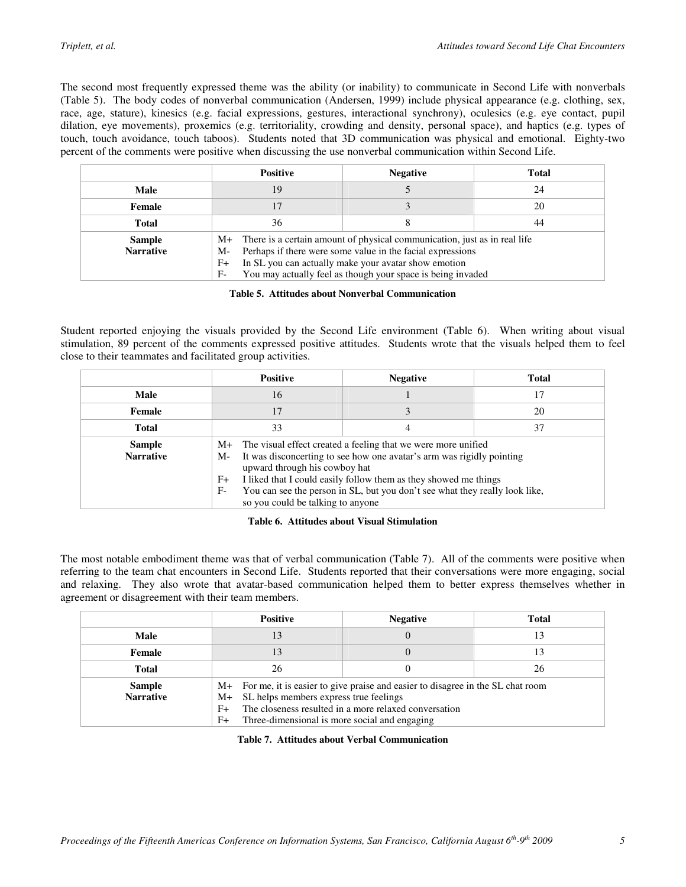The second most frequently expressed theme was the ability (or inability) to communicate in Second Life with nonverbals (Table 5). The body codes of nonverbal communication (Andersen, 1999) include physical appearance (e.g. clothing, sex, race, age, stature), kinesics (e.g. facial expressions, gestures, interactional synchrony), oculesics (e.g. eye contact, pupil dilation, eye movements), proxemics (e.g. territoriality, crowding and density, personal space), and haptics (e.g. types of touch, touch avoidance, touch taboos). Students noted that 3D communication was physical and emotional. Eighty-two percent of the comments were positive when discussing the use nonverbal communication within Second Life.

| | Positive | Negative | Total |
|---|---|---|---|
| **Male** | 19 | 5 | 24 |
| **Female** | 17 | 3 | 20 |
| **Total** | 36 | 8 | 44 |
| **Sample Narrative** | M+ There is a certain amount of physical communication, just as in real life<br>M- Perhaps if there were some value in the facial expressions<br>F+ In SL you can actually make your avatar show emotion<br>F- You may actually feel as though your space is being invaded | | |

**Table 5. Attitudes about Nonverbal Communication**

Student reported enjoying the visuals provided by the Second Life environment (Table 6). When writing about visual stimulation, 89 percent of the comments expressed positive attitudes. Students wrote that the visuals helped them to feel close to their teammates and facilitated group activities.

| | Positive | Negative | Total |
|---|---|---|---|
| **Male** | 16 | 1 | 17 |
| **Female** | 17 | 3 | 20 |
| **Total** | 33 | 4 | 37 |
| **Sample Narrative** | M+ The visual effect created a feeling that we were more unified<br>M- It was disconcerting to see how one avatar's arm was rigidly pointing upward through his cowboy hat<br>F+ I liked that I could easily follow them as they showed me things<br>F- You can see the person in SL, but you don't see what they really look like, so you could be talking to anyone | | |

**Table 6. Attitudes about Visual Stimulation**

The most notable embodiment theme was that of verbal communication (Table 7). All of the comments were positive when referring to the team chat encounters in Second Life. Students reported that their conversations were more engaging, social and relaxing. They also wrote that avatar-based communication helped them to better express themselves whether in agreement or disagreement with their team members.

| | Positive | Negative | Total |
|---|---|---|---|
| **Male** | 13 | 0 | 13 |
| **Female** | 13 | 0 | 13 |
| **Total** | 26 | 0 | 26 |
| **Sample Narrative** | M+ For me, it is easier to give praise and easier to disagree in the SL chat room<br>M+ SL helps members express true feelings<br>F+ The closeness resulted in a more relaxed conversation<br>F+ Three-dimensional is more social and engaging | | |

**Table 7. Attitudes about Verbal Communication**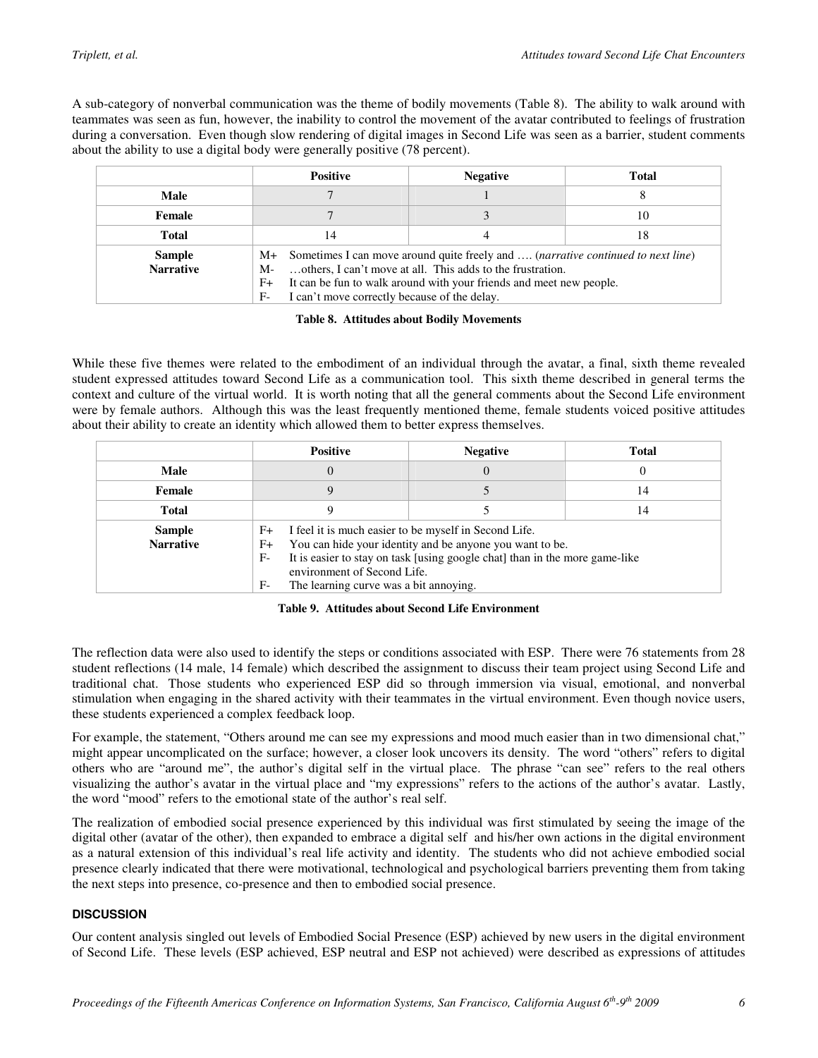A sub-category of nonverbal communication was the theme of bodily movements (Table 8). The ability to walk around with teammates was seen as fun, however, the inability to control the movement of the avatar contributed to feelings of frustration during a conversation. Even though slow rendering of digital images in Second Life was seen as a barrier, student comments about the ability to use a digital body were generally positive (78 percent).

| | Positive | Negative | Total |
|---|---|---|---|
| **Male** | 7 | 1 | 8 |
| **Female** | 7 | 3 | 10 |
| **Total** | 14 | 4 | 18 |
| **Sample Narrative** | M+ Sometimes I can move around quite freely and …. (*narrative continued to next line*)<br>M- …others, I can't move at all. This adds to the frustration.<br>F+ It can be fun to walk around with your friends and meet new people.<br>F- I can't move correctly because of the delay. | | |

**Table 8. Attitudes about Bodily Movements**

While these five themes were related to the embodiment of an individual through the avatar, a final, sixth theme revealed student expressed attitudes toward Second Life as a communication tool. This sixth theme described in general terms the context and culture of the virtual world. It is worth noting that all the general comments about the Second Life environment were by female authors. Although this was the least frequently mentioned theme, female students voiced positive attitudes about their ability to create an identity which allowed them to better express themselves.

| | Positive | Negative | Total |
|---|---|---|---|
| **Male** | 0 | 0 | 0 |
| **Female** | 9 | 5 | 14 |
| **Total** | 9 | 5 | 14 |
| **Sample Narrative** | F+ I feel it is much easier to be myself in Second Life.<br>F+ You can hide your identity and be anyone you want to be.<br>F- It is easier to stay on task [using google chat] than in the more game-like environment of Second Life.<br>F- The learning curve was a bit annoying. | | |

**Table 9. Attitudes about Second Life Environment**

The reflection data were also used to identify the steps or conditions associated with ESP. There were 76 statements from 28 student reflections (14 male, 14 female) which described the assignment to discuss their team project using Second Life and traditional chat. Those students who experienced ESP did so through immersion via visual, emotional, and nonverbal stimulation when engaging in the shared activity with their teammates in the virtual environment. Even though novice users, these students experienced a complex feedback loop.

For example, the statement, "Others around me can see my expressions and mood much easier than in two dimensional chat," might appear uncomplicated on the surface; however, a closer look uncovers its density. The word "others" refers to digital others who are "around me", the author's digital self in the virtual place. The phrase "can see" refers to the real others visualizing the author's avatar in the virtual place and "my expressions" refers to the actions of the author's avatar. Lastly, the word "mood" refers to the emotional state of the author's real self.

The realization of embodied social presence experienced by this individual was first stimulated by seeing the image of the digital other (avatar of the other), then expanded to embrace a digital self and his/her own actions in the digital environment as a natural extension of this individual's real life activity and identity. The students who did not achieve embodied social presence clearly indicated that there were motivational, technological and psychological barriers preventing them from taking the next steps into presence, co-presence and then to embodied social presence.

## DISCUSSION

Our content analysis singled out levels of Embodied Social Presence (ESP) achieved by new users in the digital environment of Second Life. These levels (ESP achieved, ESP neutral and ESP not achieved) were described as expressions of attitudes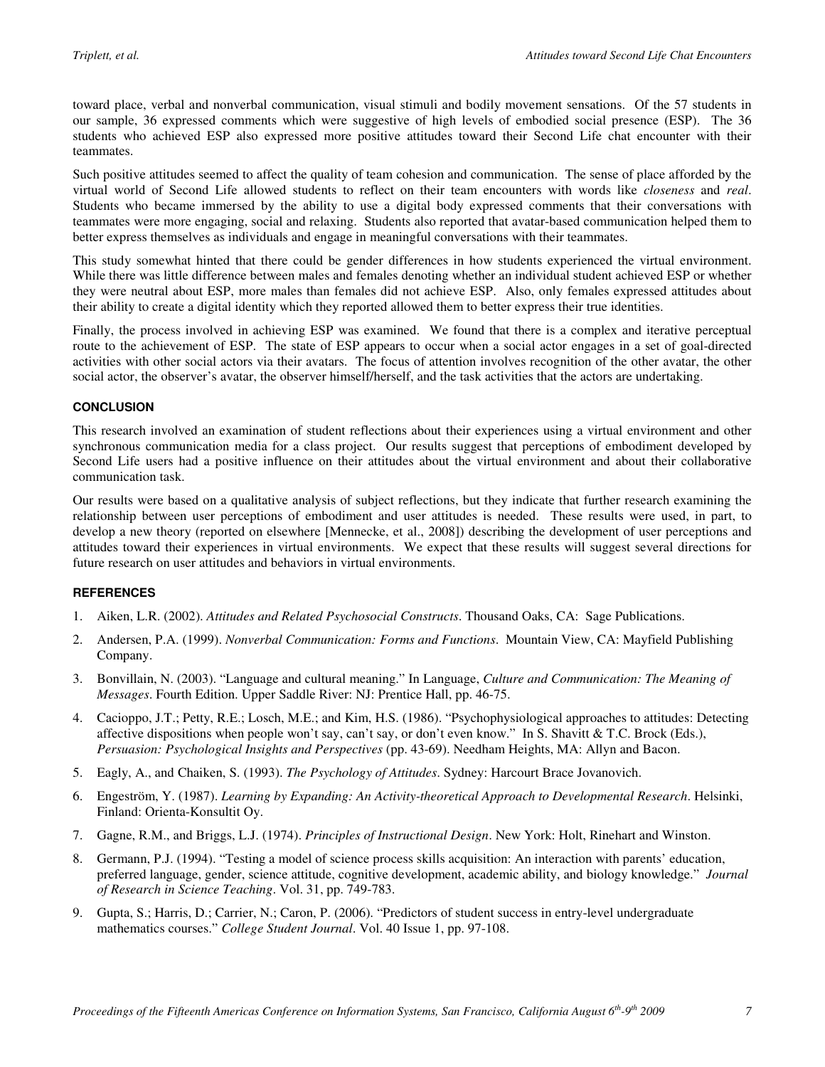toward place, verbal and nonverbal communication, visual stimuli and bodily movement sensations. Of the 57 students in our sample, 36 expressed comments which were suggestive of high levels of embodied social presence (ESP). The 36 students who achieved ESP also expressed more positive attitudes toward their Second Life chat encounter with their teammates.

Such positive attitudes seemed to affect the quality of team cohesion and communication. The sense of place afforded by the virtual world of Second Life allowed students to reflect on their team encounters with words like *closeness* and *real*. Students who became immersed by the ability to use a digital body expressed comments that their conversations with teammates were more engaging, social and relaxing. Students also reported that avatar-based communication helped them to better express themselves as individuals and engage in meaningful conversations with their teammates.

This study somewhat hinted that there could be gender differences in how students experienced the virtual environment. While there was little difference between males and females denoting whether an individual student achieved ESP or whether they were neutral about ESP, more males than females did not achieve ESP. Also, only females expressed attitudes about their ability to create a digital identity which they reported allowed them to better express their true identities.

Finally, the process involved in achieving ESP was examined. We found that there is a complex and iterative perceptual route to the achievement of ESP. The state of ESP appears to occur when a social actor engages in a set of goal-directed activities with other social actors via their avatars. The focus of attention involves recognition of the other avatar, the other social actor, the observer's avatar, the observer himself/herself, and the task activities that the actors are undertaking.

## CONCLUSION

This research involved an examination of student reflections about their experiences using a virtual environment and other synchronous communication media for a class project. Our results suggest that perceptions of embodiment developed by Second Life users had a positive influence on their attitudes about the virtual environment and about their collaborative communication task.

Our results were based on a qualitative analysis of subject reflections, but they indicate that further research examining the relationship between user perceptions of embodiment and user attitudes is needed. These results were used, in part, to develop a new theory (reported on elsewhere [Mennecke, et al., 2008]) describing the development of user perceptions and attitudes toward their experiences in virtual environments. We expect that these results will suggest several directions for future research on user attitudes and behaviors in virtual environments.

## REFERENCES

1. Aiken, L.R. (2002). *Attitudes and Related Psychosocial Constructs*. Thousand Oaks, CA: Sage Publications.
2. Andersen, P.A. (1999). *Nonverbal Communication: Forms and Functions*. Mountain View, CA: Mayfield Publishing Company.
3. Bonvillain, N. (2003). "Language and cultural meaning." In Language, *Culture and Communication: The Meaning of Messages*. Fourth Edition. Upper Saddle River: NJ: Prentice Hall, pp. 46-75.
4. Cacioppo, J.T.; Petty, R.E.; Losch, M.E.; and Kim, H.S. (1986). "Psychophysiological approaches to attitudes: Detecting affective dispositions when people won't say, can't say, or don't even know." In S. Shavitt & T.C. Brock (Eds.), *Persuasion: Psychological Insights and Perspectives* (pp. 43-69). Needham Heights, MA: Allyn and Bacon.
5. Eagly, A., and Chaiken, S. (1993). *The Psychology of Attitudes*. Sydney: Harcourt Brace Jovanovich.
6. Engeström, Y. (1987). *Learning by Expanding: An Activity-theoretical Approach to Developmental Research*. Helsinki, Finland: Orienta-Konsultit Oy.
7. Gagne, R.M., and Briggs, L.J. (1974). *Principles of Instructional Design*. New York: Holt, Rinehart and Winston.
8. Germann, P.J. (1994). "Testing a model of science process skills acquisition: An interaction with parents' education, preferred language, gender, science attitude, cognitive development, academic ability, and biology knowledge." *Journal of Research in Science Teaching*. Vol. 31, pp. 749-783.
9. Gupta, S.; Harris, D.; Carrier, N.; Caron, P. (2006). "Predictors of student success in entry-level undergraduate mathematics courses." *College Student Journal*. Vol. 40 Issue 1, pp. 97-108.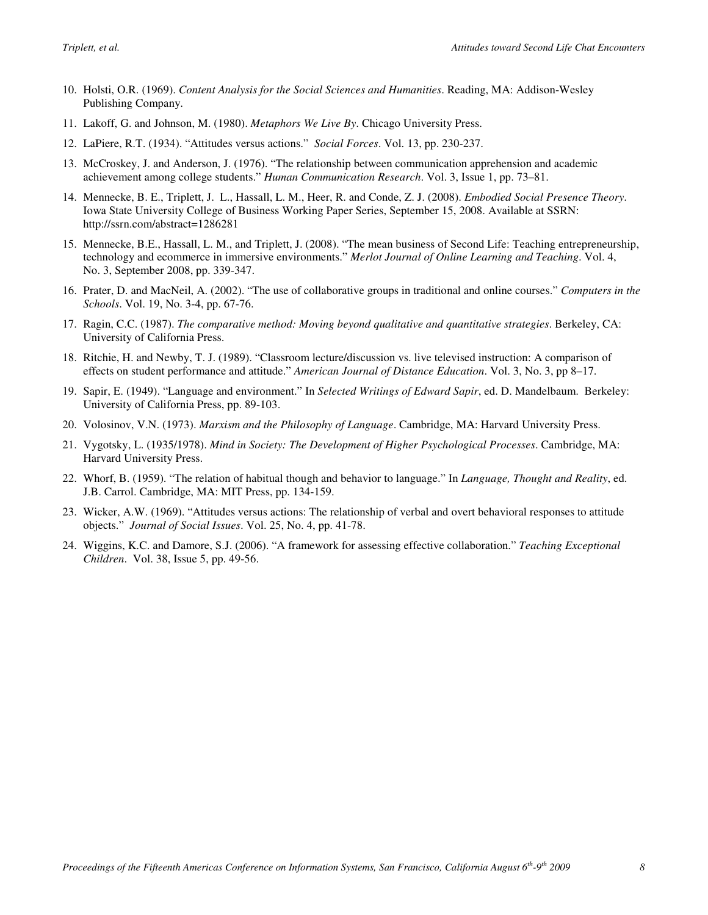10. Holsti, O.R. (1969). *Content Analysis for the Social Sciences and Humanities*. Reading, MA: Addison-Wesley Publishing Company.
11. Lakoff, G. and Johnson, M. (1980). *Metaphors We Live By*. Chicago University Press.
12. LaPiere, R.T. (1934). "Attitudes versus actions." *Social Forces*. Vol. 13, pp. 230-237.
13. McCroskey, J. and Anderson, J. (1976). "The relationship between communication apprehension and academic achievement among college students." *Human Communication Research*. Vol. 3, Issue 1, pp. 73–81.
14. Mennecke, B. E., Triplett, J. L., Hassall, L. M., Heer, R. and Conde, Z. J. (2008). *Embodied Social Presence Theory*. Iowa State University College of Business Working Paper Series, September 15, 2008. Available at SSRN: http://ssrn.com/abstract=1286281
15. Mennecke, B.E., Hassall, L. M., and Triplett, J. (2008). "The mean business of Second Life: Teaching entrepreneurship, technology and ecommerce in immersive environments." *Merlot Journal of Online Learning and Teaching*. Vol. 4, No. 3, September 2008, pp. 339-347.
16. Prater, D. and MacNeil, A. (2002). "The use of collaborative groups in traditional and online courses." *Computers in the Schools*. Vol. 19, No. 3-4, pp. 67-76.
17. Ragin, C.C. (1987). *The comparative method: Moving beyond qualitative and quantitative strategies*. Berkeley, CA: University of California Press.
18. Ritchie, H. and Newby, T. J. (1989). "Classroom lecture/discussion vs. live televised instruction: A comparison of effects on student performance and attitude." *American Journal of Distance Education*. Vol. 3, No. 3, pp 8–17.
19. Sapir, E. (1949). "Language and environment." In *Selected Writings of Edward Sapir*, ed. D. Mandelbaum. Berkeley: University of California Press, pp. 89-103.
20. Volosinov, V.N. (1973). *Marxism and the Philosophy of Language*. Cambridge, MA: Harvard University Press.
21. Vygotsky, L. (1935/1978). *Mind in Society: The Development of Higher Psychological Processes*. Cambridge, MA: Harvard University Press.
22. Whorf, B. (1959). "The relation of habitual though and behavior to language." In *Language, Thought and Reality*, ed. J.B. Carrol. Cambridge, MA: MIT Press, pp. 134-159.
23. Wicker, A.W. (1969). "Attitudes versus actions: The relationship of verbal and overt behavioral responses to attitude objects." *Journal of Social Issues*. Vol. 25, No. 4, pp. 41-78.
24. Wiggins, K.C. and Damore, S.J. (2006). "A framework for assessing effective collaboration." *Teaching Exceptional Children*. Vol. 38, Issue 5, pp. 49-56.